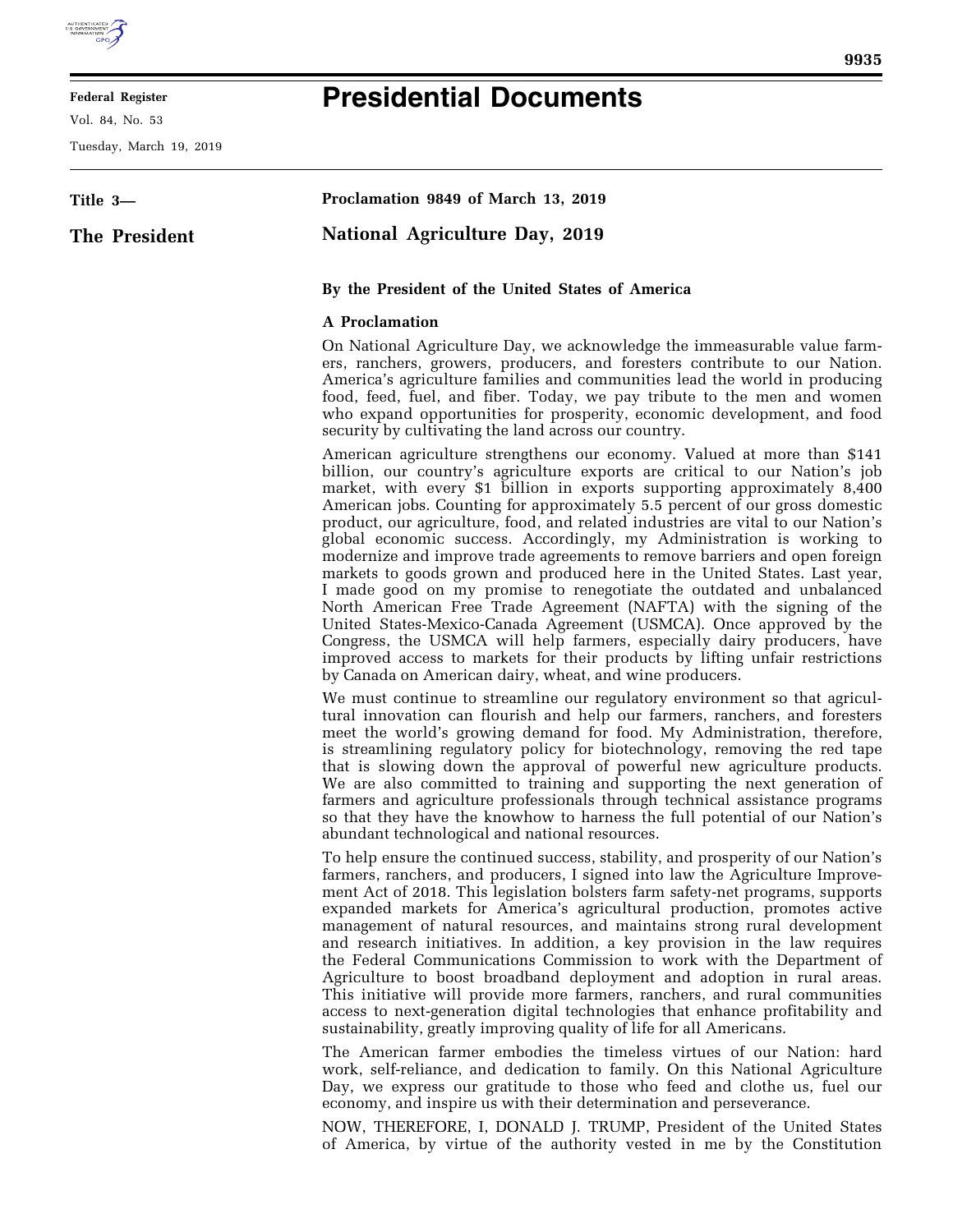**Title 3—**

**The President**

# Proclamation 9849 of March 13, 2019

## National Agriculture Day, 2019

**By the President of the United States of America**

**A Proclamation**

On National Agriculture Day, we acknowledge the immeasurable value farmers, ranchers, growers, producers, and foresters contribute to our Nation. America's agriculture families and communities lead the world in producing food, feed, fuel, and fiber. Today, we pay tribute to the men and women who expand opportunities for prosperity, economic development, and food security by cultivating the land across our country.

American agriculture strengthens our economy. Valued at more than $141 billion, our country's agriculture exports are critical to our Nation's job market, with every $1 billion in exports supporting approximately 8,400 American jobs. Counting for approximately 5.5 percent of our gross domestic product, our agriculture, food, and related industries are vital to our Nation's global economic success. Accordingly, my Administration is working to modernize and improve trade agreements to remove barriers and open foreign markets to goods grown and produced here in the United States. Last year, I made good on my promise to renegotiate the outdated and unbalanced North American Free Trade Agreement (NAFTA) with the signing of the United States-Mexico-Canada Agreement (USMCA). Once approved by the Congress, the USMCA will help farmers, especially dairy producers, have improved access to markets for their products by lifting unfair restrictions by Canada on American dairy, wheat, and wine producers.

We must continue to streamline our regulatory environment so that agricultural innovation can flourish and help our farmers, ranchers, and foresters meet the world's growing demand for food. My Administration, therefore, is streamlining regulatory policy for biotechnology, removing the red tape that is slowing down the approval of powerful new agriculture products. We are also committed to training and supporting the next generation of farmers and agriculture professionals through technical assistance programs so that they have the knowhow to harness the full potential of our Nation's abundant technological and national resources.

To help ensure the continued success, stability, and prosperity of our Nation's farmers, ranchers, and producers, I signed into law the Agriculture Improvement Act of 2018. This legislation bolsters farm safety-net programs, supports expanded markets for America's agricultural production, promotes active management of natural resources, and maintains strong rural development and research initiatives. In addition, a key provision in the law requires the Federal Communications Commission to work with the Department of Agriculture to boost broadband deployment and adoption in rural areas. This initiative will provide more farmers, ranchers, and rural communities access to next-generation digital technologies that enhance profitability and sustainability, greatly improving quality of life for all Americans.

The American farmer embodies the timeless virtues of our Nation: hard work, self-reliance, and dedication to family. On this National Agriculture Day, we express our gratitude to those who feed and clothe us, fuel our economy, and inspire us with their determination and perseverance.

NOW, THEREFORE, I, DONALD J. TRUMP, President of the United States of America, by virtue of the authority vested in me by the Constitution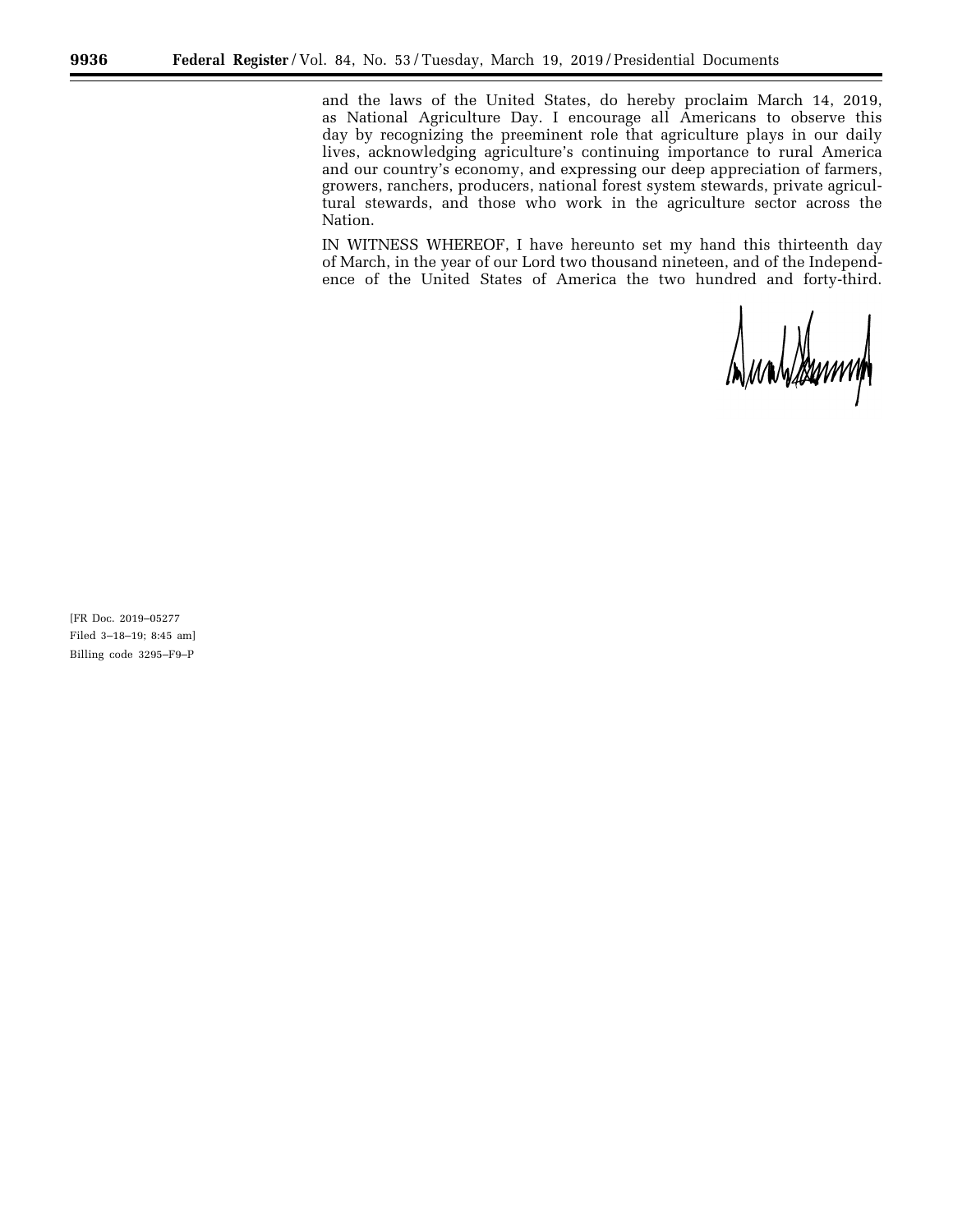and the laws of the United States, do hereby proclaim March 14, 2019, as National Agriculture Day. I encourage all Americans to observe this day by recognizing the preeminent role that agriculture plays in our daily lives, acknowledging agriculture's continuing importance to rural America and our country's economy, and expressing our deep appreciation of farmers, growers, ranchers, producers, national forest system stewards, private agricultural stewards, and those who work in the agriculture sector across the Nation.

IN WITNESS WHEREOF, I have hereunto set my hand this thirteenth day of March, in the year of our Lord two thousand nineteen, and of the Independence of the United States of America the two hundred and forty-third.

[FR Doc. 2019–05277
Filed 3–18–19; 8:45 am]
Billing code 3295–F9–P